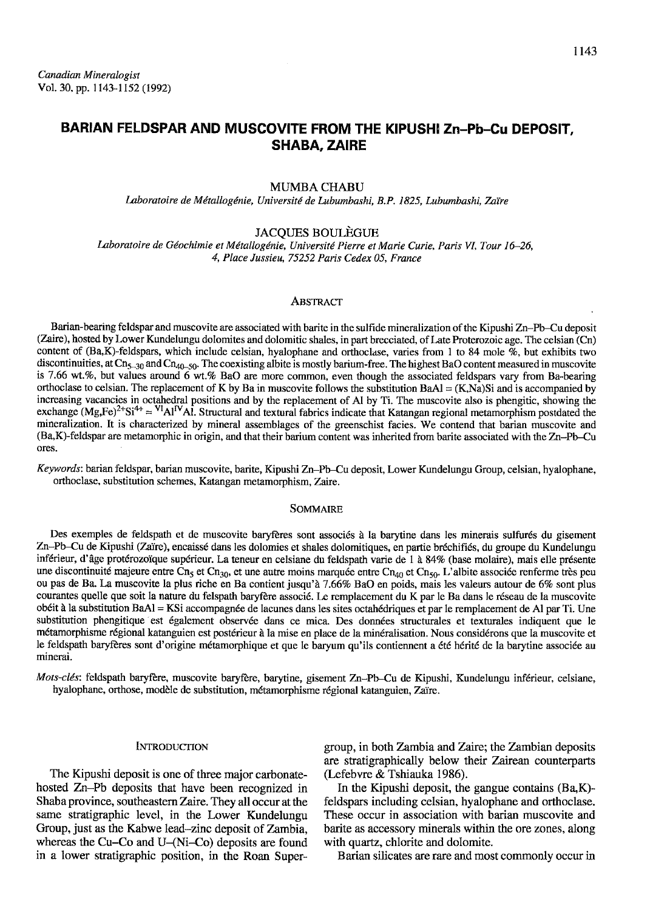# BARIAN FELDSPAR AND MUSCOVITE FROM THE KIPUSHI Zn–Pb–Cu DEPOSIT, SHABA, ZAIRE

MUMBA CHABU

*Laboratoire de Métallogénie, Université de Lubumbashi, B.P. 1825, Lubumbashi, Zaïre*

JACQUES BOULÈGUE

*Laboratoire de Géochimie et Métallogénie, Université Pierre et Marie Curie, Paris VI, Tour 16–26, 4, Place Jussieu, 75252 Paris Cedex 05, France*

## Abstract

Barian-bearing feldspar and muscovite are associated with barite in the sulfide mineralization of the Kipushi Zn–Pb–Cu deposit (Zaire), hosted by Lower Kundelungu dolomites and dolomitic shales, in part brecciated, of Late Proterozoic age. The celsian (Cn) content of (Ba,K)-feldspars, which include celsian, hyalophane and orthoclase, varies from 1 to 84 mole %, but exhibits two discontinuities, at $Cn_{5-30}$ and $Cn_{40-50}$. The coexisting albite is mostly barium-free. The highest BaO content measured in muscovite is 7.66 wt.%, but values around 6 wt.% BaO are more common, even though the associated feldspars vary from Ba-bearing orthoclase to celsian. The replacement of K by Ba in muscovite follows the substitution BaAl = (K,Na)Si and is accompanied by increasing vacancies in octahedral positions and by the replacement of Al by Ti. The muscovite also is phengitic, showing the exchange $(Mg,Fe)^{2+}Si^{4+} = {}^{VI}Al^{IV}Al$. Structural and textural fabrics indicate that Katangan regional metamorphism postdated the mineralization. It is characterized by mineral assemblages of the greenschist facies. We contend that barian muscovite and (Ba,K)-feldspar are metamorphic in origin, and that their barium content was inherited from barite associated with the Zn–Pb–Cu ores.

*Keywords*: barian feldspar, barian muscovite, barite, Kipushi Zn–Pb–Cu deposit, Lower Kundelungu Group, celsian, hyalophane, orthoclase, substitution schemes, Katangan metamorphism, Zaire.

## Sommaire

Des exemples de feldspath et de muscovite baryfères sont associés à la barytine dans les minerais sulfurés du gisement Zn–Pb–Cu de Kipushi (Zaïre), encaissé dans les dolomies et shales dolomitiques, en partie bréchifiés, du groupe du Kundelungu inférieur, d'âge protérozoïque supérieur. La teneur en celsiane du feldspath varie de 1 à 84% (base molaire), mais elle présente une discontinuité majeure entre $Cn_5$ et $Cn_{30}$, et une autre moins marquée entre $Cn_{40}$ et $Cn_{50}$. L'albite associée renferme très peu ou pas de Ba. La muscovite la plus riche en Ba contient jusqu'à 7.66% BaO en poids, mais les valeurs autour de 6% sont plus courantes quelle que soit la nature du felspath baryfère associé. Le remplacement du K par le Ba dans le réseau de la muscovite obéit à la substitution BaAl = KSi accompagnée de lacunes dans les sites octahédriques et par le remplacement de Al par Ti. Une substitution phengitique est également observée dans ce mica. Des données structurales et texturales indiquent que le métamorphisme régional katanguien est postérieur à la mise en place de la minéralisation. Nous considérons que la muscovite et le feldspath baryfères sont d'origine métamorphique et que le baryum qu'ils contiennent a été hérité de la barytine associée au minerai.

*Mots-clés*: feldspath baryfère, muscovite baryfère, barytine, gisement Zn–Pb–Cu de Kipushi, Kundelungu inférieur, celsiane, hyalophane, orthose, modèle de substitution, métamorphisme régional katanguien, Zaïre.

## Introduction

The Kipushi deposit is one of three major carbonate-hosted Zn–Pb deposits that have been recognized in Shaba province, southeastern Zaire. They all occur at the same stratigraphic level, in the Lower Kundelungu Group, just as the Kabwe lead–zinc deposit of Zambia, whereas the Cu–Co and U–(Ni–Co) deposits are found in a lower stratigraphic position, in the Roan Supergroup, in both Zambia and Zaire; the Zambian deposits are stratigraphically below their Zairean counterparts (Lefebvre & Tshiauka 1986).

In the Kipushi deposit, the gangue contains (Ba,K)-feldspars including celsian, hyalophane and orthoclase. These occur in association with barian muscovite and barite as accessory minerals within the ore zones, along with quartz, chlorite and dolomite.

Barian silicates are rare and most commonly occur in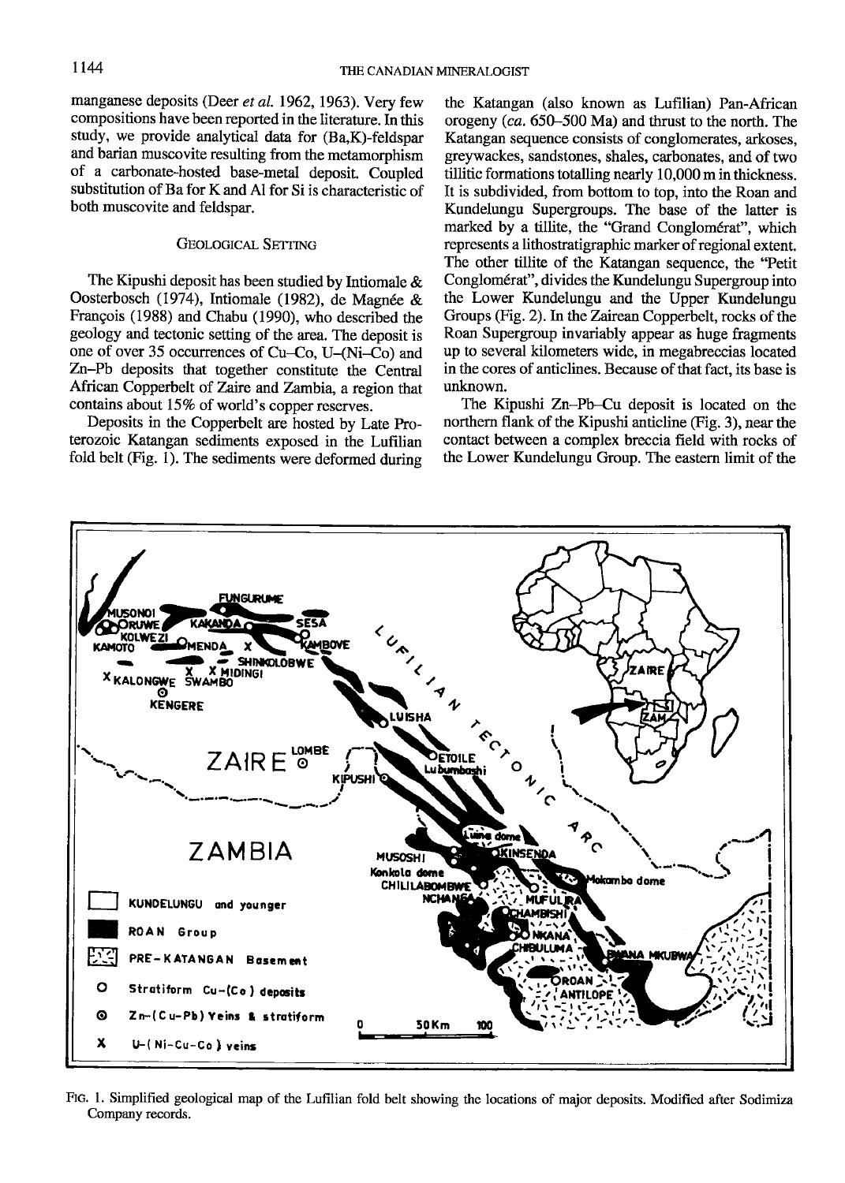manganese deposits (Deer *et al.* 1962, 1963). Very few compositions have been reported in the literature. In this study, we provide analytical data for (Ba,K)-feldspar and barian muscovite resulting from the metamorphism of a carbonate-hosted base-metal deposit. Coupled substitution of Ba for K and Al for Si is characteristic of both muscovite and feldspar.

## Geological Setting

The Kipushi deposit has been studied by Intiomale & Oosterbosch (1974), Intiomale (1982), de Magnée & François (1988) and Chabu (1990), who described the geology and tectonic setting of the area. The deposit is one of over 35 occurrences of Cu–Co, U–(Ni–Co) and Zn–Pb deposits that together constitute the Central African Copperbelt of Zaire and Zambia, a region that contains about 15% of world's copper reserves.

Deposits in the Copperbelt are hosted by Late Proterozoic Katangan sediments exposed in the Lufilian fold belt (Fig. 1). The sediments were deformed during the Katangan (also known as Lufilian) Pan-African orogeny (*ca.* 650–500 Ma) and thrust to the north. The Katangan sequence consists of conglomerates, arkoses, greywackes, sandstones, shales, carbonates, and of two tillitic formations totalling nearly 10,000 m in thickness. It is subdivided, from bottom to top, into the Roan and Kundelungu Supergroups. The base of the latter is marked by a tillite, the "Grand Conglomérat", which represents a lithostratigraphic marker of regional extent. The other tillite of the Katangan sequence, the "Petit Conglomérat", divides the Kundelungu Supergroup into the Lower Kundelungu and the Upper Kundelungu Groups (Fig. 2). In the Zairean Copperbelt, rocks of the Roan Supergroup invariably appear as huge fragments up to several kilometers wide, in megabreccias located in the cores of anticlines. Because of that fact, its base is unknown.

The Kipushi Zn–Pb–Cu deposit is located on the northern flank of the Kipushi anticline (Fig. 3), near the contact between a complex breccia field with rocks of the Lower Kundelungu Group. The eastern limit of the

Fig. 1. Simplified geological map of the Lufilian fold belt showing the locations of major deposits. Modified after Sodimiza Company records.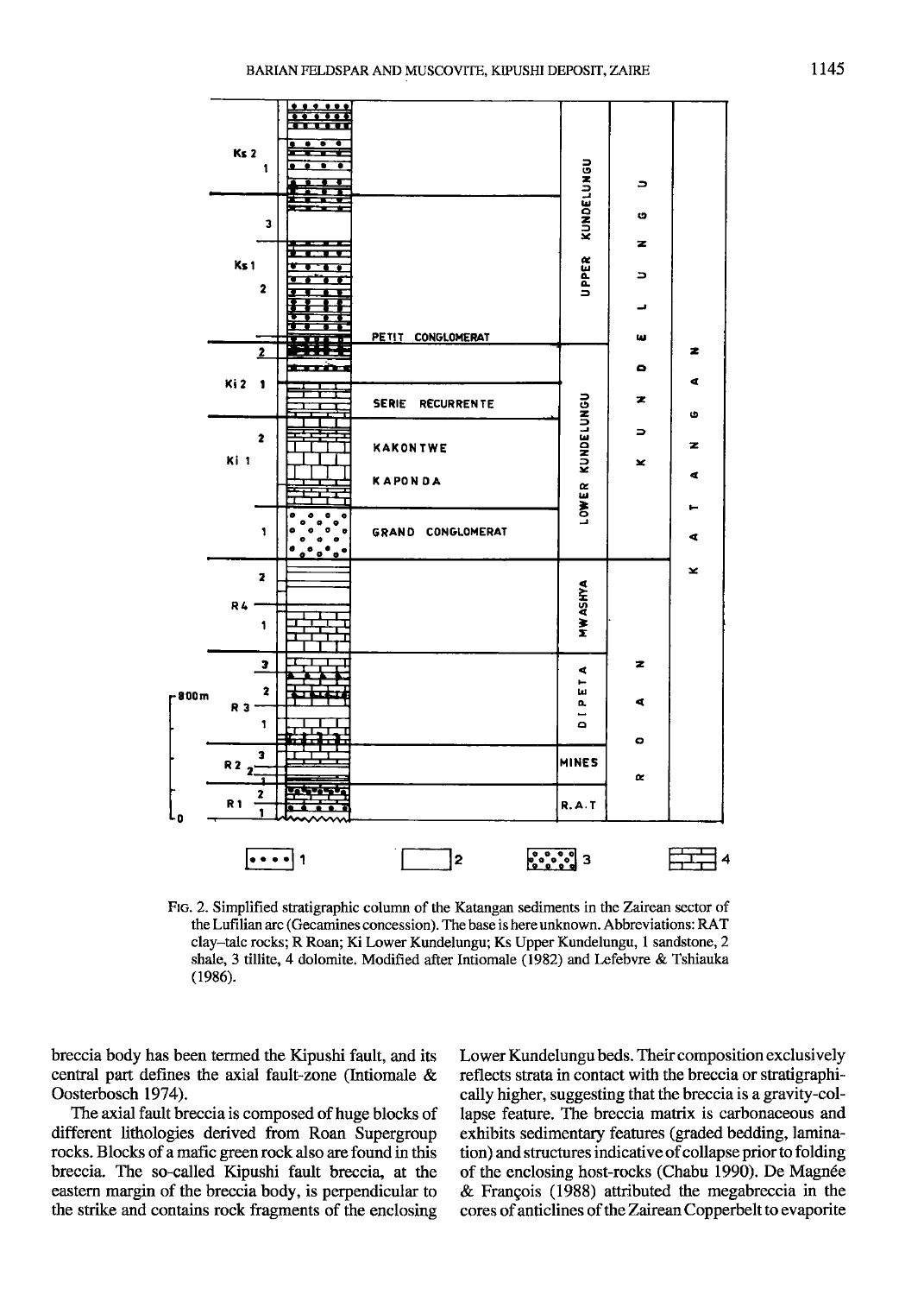FIG. 2. Simplified stratigraphic column of the Katangan sediments in the Zairean sector of the Lufilian arc (Gecamines concession). The base is here unknown. Abbreviations: RAT clay–talc rocks; R Roan; Ki Lower Kundelungu; Ks Upper Kundelungu, 1 sandstone, 2 shale, 3 tillite, 4 dolomite. Modified after Intiomale (1982) and Lefebvre & Tshiauka (1986).

breccia body has been termed the Kipushi fault, and its central part defines the axial fault-zone (Intiomale & Oosterbosch 1974).

The axial fault breccia is composed of huge blocks of different lithologies derived from Roan Supergroup rocks. Blocks of a mafic green rock also are found in this breccia. The so-called Kipushi fault breccia, at the eastern margin of the breccia body, is perpendicular to the strike and contains rock fragments of the enclosing Lower Kundelungu beds. Their composition exclusively reflects strata in contact with the breccia or stratigraphically higher, suggesting that the breccia is a gravity-collapse feature. The breccia matrix is carbonaceous and exhibits sedimentary features (graded bedding, lamination) and structures indicative of collapse prior to folding of the enclosing host-rocks (Chabu 1990). De Magnée & François (1988) attributed the megabreccia in the cores of anticlines of the Zairean Copperbelt to evaporite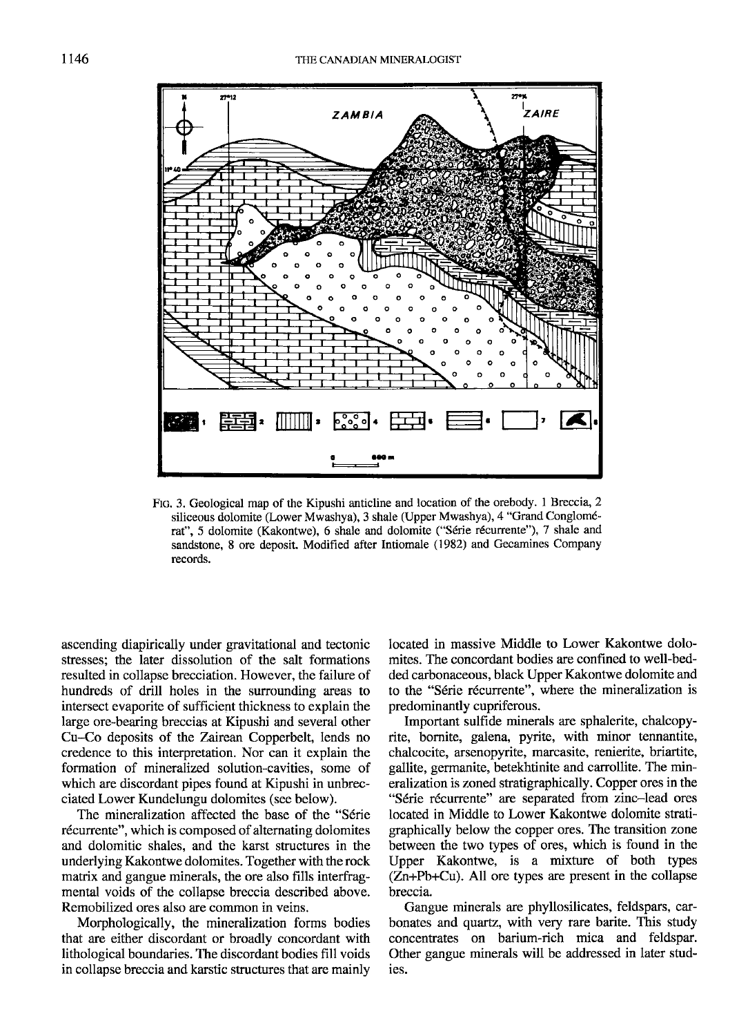FIG. 3. Geological map of the Kipushi anticline and location of the orebody. 1 Breccia, 2 siliceous dolomite (Lower Mwashya), 3 shale (Upper Mwashya), 4 "Grand Conglomérat", 5 dolomite (Kakontwe), 6 shale and dolomite ("Série récurrente"), 7 shale and sandstone, 8 ore deposit. Modified after Intiomale (1982) and Gecamines Company records.

ascending diapirically under gravitational and tectonic stresses; the later dissolution of the salt formations resulted in collapse brecciation. However, the failure of hundreds of drill holes in the surrounding areas to intersect evaporite of sufficient thickness to explain the large ore-bearing breccias at Kipushi and several other Cu–Co deposits of the Zairean Copperbelt, lends no credence to this interpretation. Nor can it explain the formation of mineralized solution-cavities, some of which are discordant pipes found at Kipushi in unbrecciated Lower Kundelungu dolomites (see below).

The mineralization affected the base of the "Série récurrente", which is composed of alternating dolomites and dolomitic shales, and the karst structures in the underlying Kakontwe dolomites. Together with the rock matrix and gangue minerals, the ore also fills interfragmental voids of the collapse breccia described above. Remobilized ores also are common in veins.

Morphologically, the mineralization forms bodies that are either discordant or broadly concordant with lithological boundaries. The discordant bodies fill voids in collapse breccia and karstic structures that are mainly located in massive Middle to Lower Kakontwe dolomites. The concordant bodies are confined to well-bedded carbonaceous, black Upper Kakontwe dolomite and to the "Série récurrente", where the mineralization is predominantly cupriferous.

Important sulfide minerals are sphalerite, chalcopyrite, bornite, galena, pyrite, with minor tennantite, chalcocite, arsenopyrite, marcasite, renierite, briartite, gallite, germanite, betekhtinite and carrollite. The mineralization is zoned stratigraphically. Copper ores in the "Série récurrente" are separated from zinc–lead ores located in Middle to Lower Kakontwe dolomite stratigraphically below the copper ores. The transition zone between the two types of ores, which is found in the Upper Kakontwe, is a mixture of both types (Zn+Pb+Cu). All ore types are present in the collapse breccia.

Gangue minerals are phyllosilicates, feldspars, carbonates and quartz, with very rare barite. This study concentrates on barium-rich mica and feldspar. Other gangue minerals will be addressed in later studies.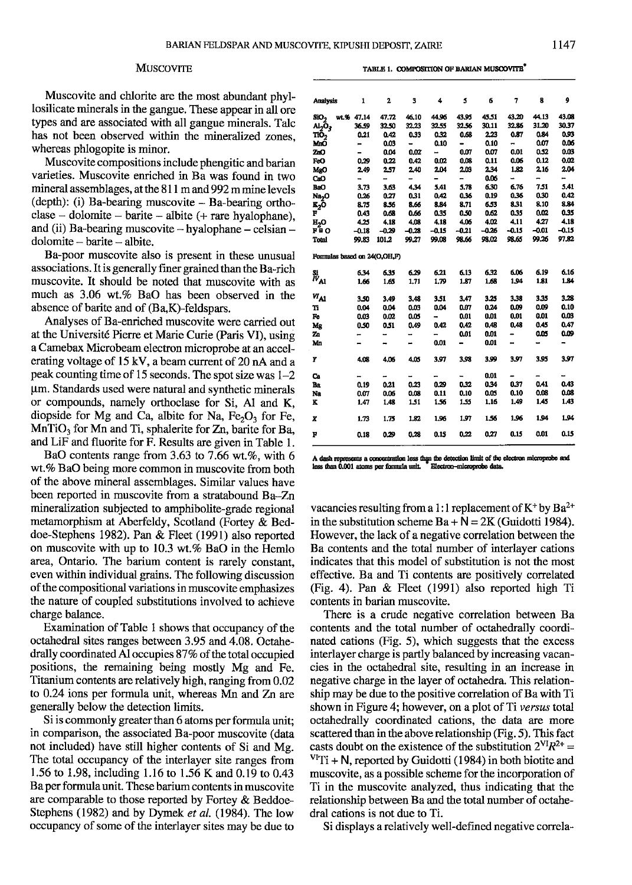## MUSCOVITE

Muscovite and chlorite are the most abundant phyllosilicate minerals in the gangue. These appear in all ore types and are associated with all gangue minerals. Talc has not been observed within the mineralized zones, whereas phlogopite is minor.

Muscovite compositions include phengitic and barian varieties. Muscovite enriched in Ba was found in two mineral assemblages, at the 811 m and 992 m mine levels (depth): (i) Ba-bearing muscovite – Ba-bearing orthoclase – dolomite – barite – albite (+ rare hyalophane), and (ii) Ba-bearing muscovite – hyalophane – celsian – dolomite – barite – albite.

Ba-poor muscovite also is present in these unusual associations. It is generally finer grained than the Ba-rich muscovite. It should be noted that muscovite with as much as 3.06 wt.% BaO has been observed in the absence of barite and of (Ba,K)-feldspars.

Analyses of Ba-enriched muscovite were carried out at the Université Pierre et Marie Curie (Paris VI), using a Camebax Microbeam electron microprobe at an accelerating voltage of 15 kV, a beam current of 20 nA and a peak counting time of 15 seconds. The spot size was 1–2 μm. Standards used were natural and synthetic minerals or compounds, namely orthoclase for Si, Al and K, diopside for Mg and Ca, albite for Na, $Fe_2O_3$ for Fe, $MnTiO_3$ for Mn and Ti, sphalerite for Zn, barite for Ba, and LiF and fluorite for F. Results are given in Table 1.

BaO contents range from 3.63 to 7.66 wt.%, with 6 wt.% BaO being more common in muscovite from both of the above mineral assemblages. Similar values have been reported in muscovite from a stratabound Ba–Zn mineralization subjected to amphibolite-grade regional metamorphism at Aberfeldy, Scotland (Fortey & Beddoe-Stephens 1982). Pan & Fleet (1991) also reported on muscovite with up to 10.3 wt.% BaO in the Hemlo area, Ontario. The barium content is rarely constant, even within individual grains. The following discussion of the compositional variations in muscovite emphasizes the nature of coupled substitutions involved to achieve charge balance.

Examination of Table 1 shows that occupancy of the octahedral sites ranges between 3.95 and 4.08. Octahedrally coordinated Al occupies 87% of the total occupied positions, the remaining being mostly Mg and Fe. Titanium contents are relatively high, ranging from 0.02 to 0.24 ions per formula unit, whereas Mn and Zn are generally below the detection limits.

Si is commonly greater than 6 atoms per formula unit; in comparison, the associated Ba-poor muscovite (data not included) have still higher contents of Si and Mg. The total occupancy of the interlayer site ranges from 1.56 to 1.98, including 1.16 to 1.56 K and 0.19 to 0.43 Ba per formula unit. These barium contents in muscovite are comparable to those reported by Fortey & Beddoe-Stephens (1982) and by Dymek *et al.* (1984). The low occupancy of some of the interlayer sites may be due to

TABLE 1. COMPOSITION OF BARIAN MUSCOVITE*

| Analysis | 1 | 2 | 3 | 4 | 5 | 6 | 7 | 8 | 9 |
|---|---|---|---|---|---|---|---|---|---|
| $SiO_2$ wt.% | 47.14 | 47.72 | 46.10 | 44.96 | 43.95 | 45.51 | 43.20 | 44.13 | 43.08 |
| $Al_2O_3$ | 36.59 | 32.50 | 32.23 | 32.55 | 32.56 | 30.11 | 32.86 | 31.20 | 30.37 |
| $TiO_2$ | 0.21 | 0.42 | 0.33 | 0.32 | 0.68 | 2.23 | 0.87 | 0.84 | 0.93 |
| MnO | – | 0.03 | – | 0.10 | – | 0.10 | – | 0.07 | 0.06 |
| ZnO | – | 0.04 | 0.02 | – | 0.07 | 0.07 | 0.01 | 0.52 | 0.03 |
| FeO | 0.29 | 0.22 | 0.42 | 0.02 | 0.08 | 0.11 | 0.06 | 0.12 | 0.02 |
| MgO | 2.49 | 2.57 | 2.40 | 2.04 | 2.03 | 2.34 | 1.82 | 2.16 | 2.04 |
| CaO | – | – | – | – | – | 0.06 | – | – | – |
| BaO | 3.73 | 3.63 | 4.34 | 5.41 | 5.78 | 6.30 | 6.76 | 7.51 | 5.41 |
| $Na_2O$ | 0.26 | 0.27 | 0.31 | 0.42 | 0.36 | 0.19 | 0.36 | 0.30 | 0.42 |
| $K_2O$ | 8.75 | 8.56 | 8.66 | 8.84 | 8.71 | 6.53 | 8.31 | 8.10 | 8.84 |
| F | 0.43 | 0.68 | 0.66 | 0.35 | 0.50 | 0.62 | 0.35 | 0.02 | 0.35 |
| $H_2O$ | 4.25 | 4.18 | 4.08 | 4.18 | 4.06 | 4.02 | 4.11 | 4.27 | 4.18 |
| F ≡ O | -0.18 | -0.29 | -0.28 | -0.15 | -0.21 | -0.26 | -0.15 | -0.01 | -0.15 |
| Total | 99.83 | 101.2 | 99.27 | 99.08 | 98.66 | 98.02 | 98.65 | 99.26 | 97.82 |
| Formulae based on 24(O,OH,F) | | | | | | | | | |
| Si | 6.34 | 6.35 | 6.29 | 6.21 | 6.13 | 6.32 | 6.06 | 6.19 | 6.16 |
| $^{IV}Al$ | 1.66 | 1.65 | 1.71 | 1.79 | 1.87 | 1.68 | 1.94 | 1.81 | 1.84 |
| $^{VI}Al$ | 3.50 | 3.49 | 3.48 | 3.51 | 3.47 | 3.25 | 3.38 | 3.35 | 3.28 |
| Ti | 0.04 | 0.04 | 0.03 | 0.04 | 0.07 | 0.24 | 0.09 | 0.09 | 0.10 |
| Fe | 0.03 | 0.02 | 0.05 | – | 0.01 | 0.01 | 0.01 | 0.01 | 0.03 |
| Mg | 0.50 | 0.51 | 0.49 | 0.42 | 0.42 | 0.48 | 0.48 | 0.45 | 0.47 |
| Zn | – | – | – | – | 0.01 | 0.01 | – | 0.05 | 0.09 |
| Mn | – | – | – | 0.01 | – | 0.01 | – | – | – |
| Y | 4.08 | 4.06 | 4.05 | 3.97 | 3.98 | 3.99 | 3.97 | 3.95 | 3.97 |
| Ca | – | – | – | – | – | 0.01 | – | – | – |
| Ba | 0.19 | 0.21 | 0.23 | 0.29 | 0.32 | 0.34 | 0.37 | 0.41 | 0.43 |
| Na | 0.07 | 0.06 | 0.08 | 0.11 | 0.10 | 0.05 | 0.10 | 0.08 | 0.08 |
| K | 1.47 | 1.48 | 1.51 | 1.56 | 1.55 | 1.16 | 1.49 | 1.45 | 1.43 |
| X | 1.73 | 1.75 | 1.82 | 1.96 | 1.97 | 1.56 | 1.96 | 1.94 | 1.94 |
| F | 0.18 | 0.29 | 0.28 | 0.15 | 0.22 | 0.27 | 0.15 | 0.01 | 0.15 |

A dash represents a concentration less than the detection limit of the electron microprobe and less than 0.001 atoms per formula unit. * Electron-microprobe data.

vacancies resulting from a 1:1 replacement of $K^+$ by $Ba^{2+}$ in the substitution scheme Ba + N = 2K (Guidotti 1984). However, the lack of a negative correlation between the Ba contents and the total number of interlayer cations indicates that this model of substitution is not the most effective. Ba and Ti contents are positively correlated (Fig. 4). Pan & Fleet (1991) also reported high Ti contents in barian muscovite.

There is a crude negative correlation between Ba contents and the total number of octahedrally coordinated cations (Fig. 5), which suggests that the excess interlayer charge is partly balanced by increasing vacancies in the octahedral site, resulting in an increase in negative charge in the layer of octahedra. This relationship may be due to the positive correlation of Ba with Ti shown in Figure 4; however, on a plot of Ti *versus* total octahedrally coordinated cations, the data are more scattered than in the above relationship (Fig. 5). This fact casts doubt on the existence of the substitution $2^{VI}R^{2+}$ = $^{VI}$Ti + N, reported by Guidotti (1984) in both biotite and muscovite, as a possible scheme for the incorporation of Ti in the muscovite analyzed, thus indicating that the relationship between Ba and the total number of octahedral cations is not due to Ti.

Si displays a relatively well-defined negative correla-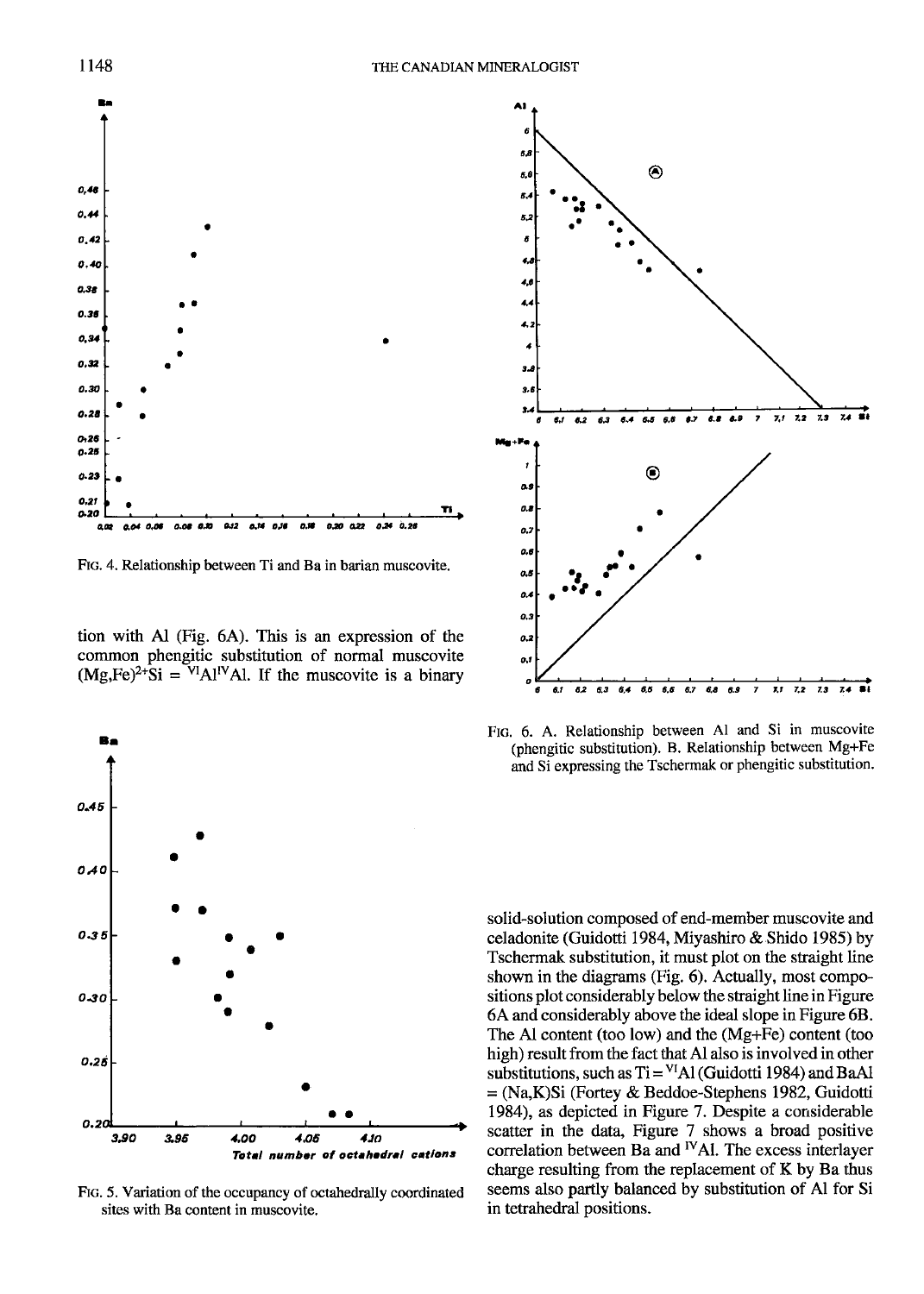FIG. 4. Relationship between Ti and Ba in barian muscovite.

tion with Al (Fig. 6A). This is an expression of the common phengitic substitution of normal muscovite $(Mg,Fe)^{2+}Si = {}^{VI}Al^{IV}Al$. If the muscovite is a binary solid-solution composed of end-member muscovite and celadonite (Guidotti 1984, Miyashiro & Shido 1985) by Tschermak substitution, it must plot on the straight line shown in the diagrams (Fig. 6). Actually, most compositions plot considerably below the straight line in Figure 6A and considerably above the ideal slope in Figure 6B. The Al content (too low) and the (Mg+Fe) content (too high) result from the fact that Al also is involved in other substitutions, such as $Ti = {}^{VI}Al$ (Guidotti 1984) and BaAl = (Na,K)Si (Fortey & Beddoe-Stephens 1982, Guidotti 1984), as depicted in Figure 7. Despite a considerable scatter in the data, Figure 7 shows a broad positive correlation between Ba and ${}^{IV}Al$. The excess interlayer charge resulting from the replacement of K by Ba thus seems also partly balanced by substitution of Al for Si in tetrahedral positions.

FIG. 5. Variation of the occupancy of octahedrally coordinated sites with Ba content in muscovite.

FIG. 6. A. Relationship between Al and Si in muscovite (phengitic substitution). B. Relationship between Mg+Fe and Si expressing the Tschermak or phengitic substitution.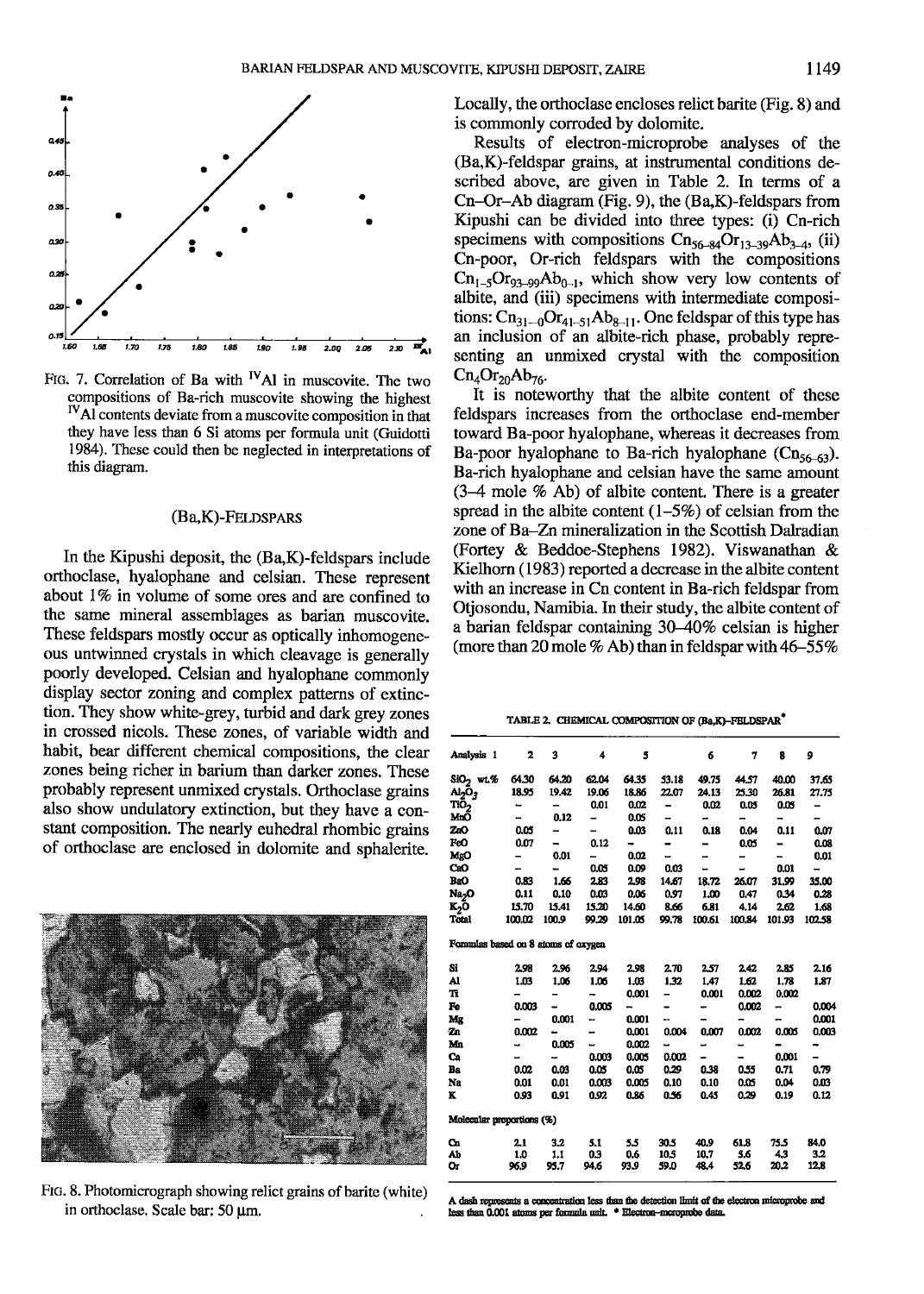FIG. 7. Correlation of Ba with $^{IV}Al$ in muscovite. The two compositions of Ba-rich muscovite showing the highest $^{IV}Al$ contents deviate from a muscovite composition in that they have less than 6 Si atoms per formula unit (Guidotti 1984). These could then be neglected in interpretations of this diagram.

## (Ba,K)-FELDSPARS

In the Kipushi deposit, the (Ba,K)-feldspars include orthoclase, hyalophane and celsian. These represent about 1% in volume of some ores and are confined to the same mineral assemblages as barian muscovite. These feldspars mostly occur as optically inhomogeneous untwinned crystals in which cleavage is generally poorly developed. Celsian and hyalophane commonly display sector zoning and complex patterns of extinction. They show white-grey, turbid and dark grey zones in crossed nicols. These zones, of variable width and habit, bear different chemical compositions, the clear zones being richer in barium than darker zones. These probably represent unmixed crystals. Orthoclase grains also show undulatory extinction, but they have a constant composition. The nearly euhedral rhombic grains of orthoclase are enclosed in dolomite and sphalerite.

FIG. 8. Photomicrograph showing relict grains of barite (white) in orthoclase. Scale bar: 50 μm.

Locally, the orthoclase encloses relict barite (Fig. 8) and is commonly corroded by dolomite.

Results of electron-microprobe analyses of the (Ba,K)-feldspar grains, at instrumental conditions described above, are given in Table 2. In terms of a Cn–Or–Ab diagram (Fig. 9), the (Ba,K)-feldspars from Kipushi can be divided into three types: (i) Cn-rich specimens with compositions $Cn_{56-84}Or_{13-39}Ab_{3-4}$, (ii) Cn-poor, Or-rich feldspars with the compositions $Cn_{1-5}Or_{93-99}Ab_{0-1}$, which show very low contents of albite, and (iii) specimens with intermediate compositions: $Cn_{31-40}Or_{41-51}Ab_{8-11}$. One feldspar of this type has an inclusion of an albite-rich phase, probably representing an unmixed crystal with the composition $Cn_4Or_{20}Ab_{76}$.

It is noteworthy that the albite content of these feldspars increases from the orthoclase end-member toward Ba-poor hyalophane, whereas it decreases from Ba-poor hyalophane to Ba-rich hyalophane ($Cn_{56-63}$). Ba-rich hyalophane and celsian have the same amount (3–4 mole % Ab) of albite content. There is a greater spread in the albite content (1–5%) of celsian from the zone of Ba–Zn mineralization in the Scottish Dalradian (Fortey & Beddoe-Stephens 1982). Viswanathan & Kielhorn (1983) reported a decrease in the albite content with an increase in Cn content in Ba-rich feldspar from Otjosondu, Namibia. In their study, the albite content of a barian feldspar containing 30–40% celsian is higher (more than 20 mole % Ab) than in feldspar with 46–55%

TABLE 2. CHEMICAL COMPOSITION OF (Ba,K)-FELDSPAR*

| Analysis | 1 | 2 | 3 | 4 | 5 | 6 | 7 | 8 | 9 |
|---|---|---|---|---|---|---|---|---|---|
| $SiO_2$ wt.% | 64.30 | 64.20 | 62.04 | 64.35 | 53.18 | 49.75 | 44.57 | 40.00 | 37.65 |
| $Al_2O_3$ | 18.95 | 19.42 | 19.06 | 18.86 | 22.07 | 24.13 | 25.30 | 26.81 | 27.75 |
| $TiO_2$ | – | – | 0.01 | 0.02 | – | 0.02 | 0.05 | 0.05 | – |
| MnO | – | 0.12 | – | 0.05 | – | – | – | – | – |
| ZnO | 0.05 | – | – | 0.03 | 0.11 | 0.18 | 0.04 | 0.11 | 0.07 |
| FeO | 0.07 | – | 0.12 | – | – | – | 0.05 | – | 0.08 |
| MgO | – | 0.01 | – | 0.02 | – | – | – | – | 0.01 |
| CaO | – | – | 0.05 | 0.09 | 0.03 | – | – | 0.01 | – |
| BaO | 0.83 | 1.66 | 2.83 | 2.98 | 14.67 | 18.72 | 26.07 | 31.99 | 35.00 |
| $Na_2O$ | 0.11 | 0.10 | 0.03 | 0.06 | 0.97 | 1.00 | 0.47 | 0.34 | 0.28 |
| $K_2O$ | 15.70 | 15.41 | 15.20 | 14.60 | 8.66 | 6.81 | 4.14 | 2.62 | 1.68 |
| Total | 100.02 | 100.9 | 99.29 | 101.05 | 99.78 | 100.61 | 100.84 | 101.93 | 102.58 |
| Formulas based on 8 atoms of oxygen | | | | | | | | | |
| Si | 2.98 | 2.96 | 2.94 | 2.98 | 2.70 | 2.57 | 2.42 | 2.85 | 2.16 |
| Al | 1.03 | 1.06 | 1.06 | 1.03 | 1.32 | 1.47 | 1.62 | 1.78 | 1.87 |
| Ti | – | – | – | 0.001 | – | 0.001 | 0.002 | 0.002 | |
| Fe | 0.003 | – | 0.005 | – | – | – | 0.002 | – | 0.004 |
| Mg | – | 0.001 | – | 0.001 | – | – | – | – | 0.001 |
| Zn | 0.002 | – | – | 0.001 | 0.004 | 0.007 | 0.002 | 0.005 | 0.003 |
| Mn | – | 0.005 | – | 0.002 | – | – | – | – | – |
| Ca | – | – | 0.003 | 0.005 | 0.002 | – | – | 0.001 | – |
| Ba | 0.02 | 0.03 | 0.05 | 0.05 | 0.29 | 0.38 | 0.55 | 0.71 | 0.79 |
| Na | 0.01 | 0.01 | 0.003 | 0.005 | 0.10 | 0.10 | 0.05 | 0.04 | 0.03 |
| K | 0.93 | 0.91 | 0.92 | 0.86 | 0.56 | 0.45 | 0.29 | 0.19 | 0.12 |
| Molecular proportions (%) | | | | | | | | | |
| Cn | 2.1 | 3.2 | 5.1 | 5.5 | 30.5 | 40.9 | 61.8 | 75.5 | 84.0 |
| Ab | 1.0 | 1.1 | 0.3 | 0.6 | 10.5 | 10.7 | 5.6 | 4.3 | 3.2 |
| Or | 96.9 | 95.7 | 94.6 | 93.9 | 59.0 | 48.4 | 52.6 | 20.2 | 12.8 |

A dash represents a concentration less than the detection limit of the electron microprobe and less than 0.001 atoms per formula unit. * Electron-microprobe data.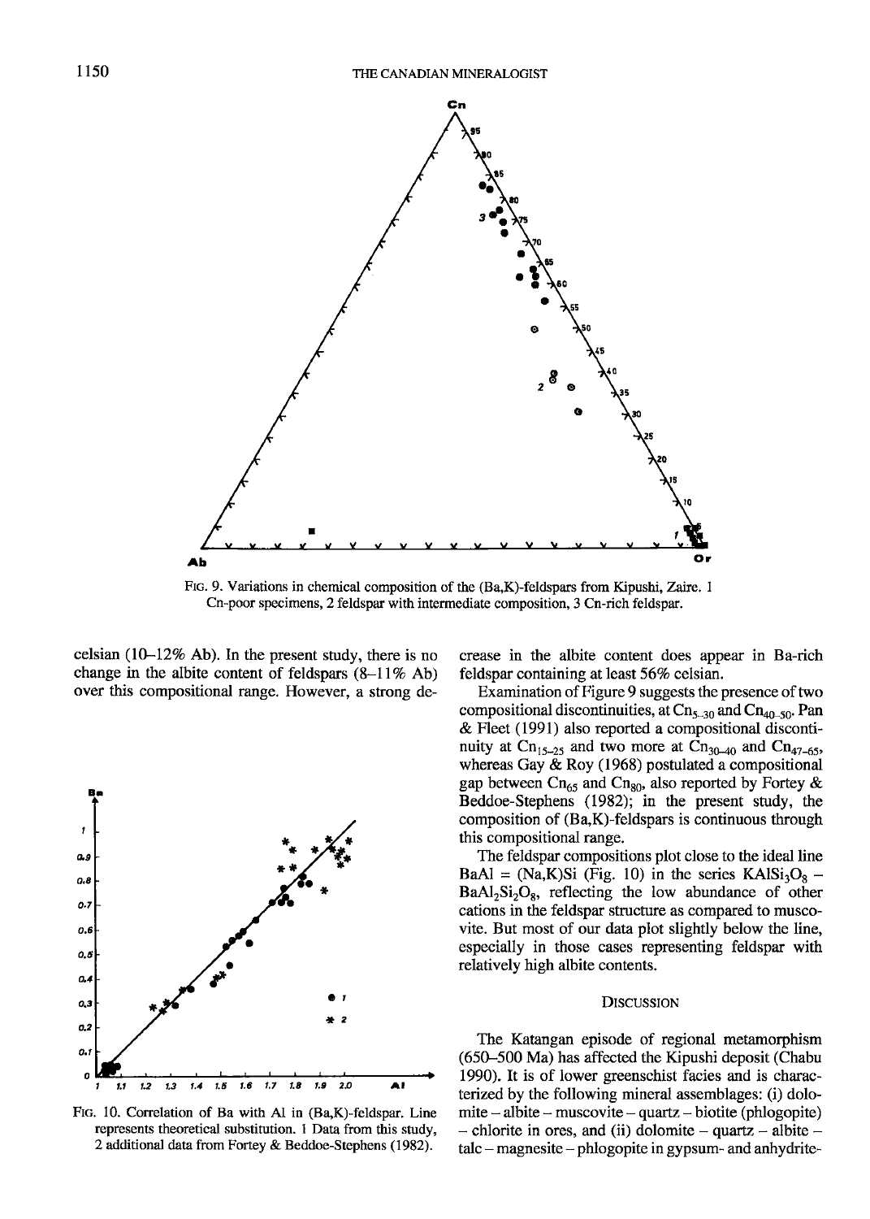FIG. 9. Variations in chemical composition of the (Ba,K)-feldspars from Kipushi, Zaire. 1 Cn-poor specimens, 2 feldspar with intermediate composition, 3 Cn-rich feldspar.

celsian (10–12% Ab). In the present study, there is no change in the albite content of feldspars (8–11% Ab) over this compositional range. However, a strong decrease in the albite content does appear in Ba-rich feldspar containing at least 56% celsian.

FIG. 10. Correlation of Ba with Al in (Ba,K)-feldspar. Line represents theoretical substitution. 1 Data from this study, 2 additional data from Fortey & Beddoe-Stephens (1982).

Examination of Figure 9 suggests the presence of two compositional discontinuities, at $Cn_{5-30}$ and $Cn_{40-50}$. Pan & Fleet (1991) also reported a compositional discontinuity at $Cn_{15-25}$ and two more at $Cn_{30-40}$ and $Cn_{47-65}$, whereas Gay & Roy (1968) postulated a compositional gap between $Cn_{65}$ and $Cn_{80}$, also reported by Fortey & Beddoe-Stephens (1982); in the present study, the composition of (Ba,K)-feldspars is continuous through this compositional range.

The feldspar compositions plot close to the ideal line BaAl = (Na,K)Si (Fig. 10) in the series $KAlSi_3O_8$ – $BaAl_2Si_2O_8$, reflecting the low abundance of other cations in the feldspar structure as compared to muscovite. But most of our data plot slightly below the line, especially in those cases representing feldspar with relatively high albite contents.

## DISCUSSION

The Katangan episode of regional metamorphism (650–500 Ma) has affected the Kipushi deposit (Chabu 1990). It is of lower greenschist facies and is characterized by the following mineral assemblages: (i) dolomite – albite – muscovite – quartz – biotite (phlogopite) – chlorite in ores, and (ii) dolomite – quartz – albite – talc – magnesite – phlogopite in gypsum- and anhydrite-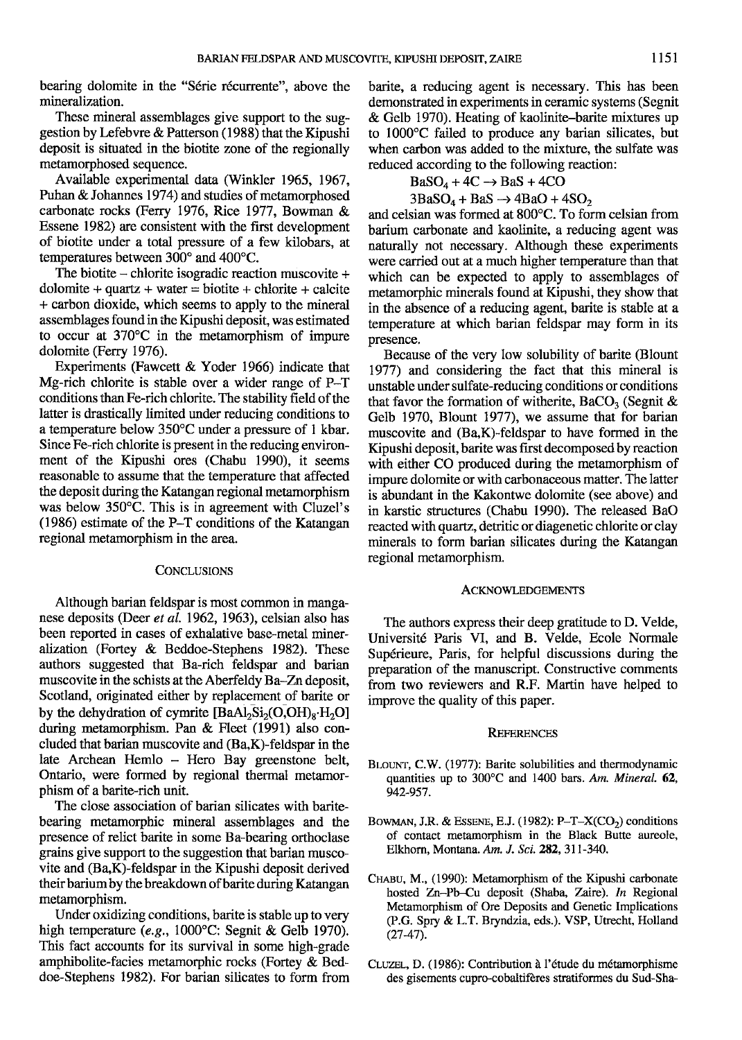bearing dolomite in the "Série récurrente", above the mineralization.

These mineral assemblages give support to the suggestion by Lefebvre & Patterson (1988) that the Kipushi deposit is situated in the biotite zone of the regionally metamorphosed sequence.

Available experimental data (Winkler 1965, 1967, Puhan & Johannes 1974) and studies of metamorphosed carbonate rocks (Ferry 1976, Rice 1977, Bowman & Essene 1982) are consistent with the first development of biotite under a total pressure of a few kilobars, at temperatures between 300° and 400°C.

The biotite – chlorite isogradic reaction muscovite + dolomite + quartz + water = biotite + chlorite + calcite + carbon dioxide, which seems to apply to the mineral assemblages found in the Kipushi deposit, was estimated to occur at 370°C in the metamorphism of impure dolomite (Ferry 1976).

Experiments (Fawcett & Yoder 1966) indicate that Mg-rich chlorite is stable over a wider range of P–T conditions than Fe-rich chlorite. The stability field of the latter is drastically limited under reducing conditions to a temperature below 350°C under a pressure of 1 kbar. Since Fe-rich chlorite is present in the reducing environment of the Kipushi ores (Chabu 1990), it seems reasonable to assume that the temperature that affected the deposit during the Katangan regional metamorphism was below 350°C. This is in agreement with Cluzel's (1986) estimate of the P–T conditions of the Katangan regional metamorphism in the area.

## Conclusions

Although barian feldspar is most common in manganese deposits (Deer *et al.* 1962, 1963), celsian also has been reported in cases of exhalative base-metal mineralization (Fortey & Beddoe-Stephens 1982). These authors suggested that Ba-rich feldspar and barian muscovite in the schists at the Aberfeldy Ba–Zn deposit, Scotland, originated either by replacement of barite or by the dehydration of cymrite [$BaAl_2Si_2(O,OH)_8 \cdot H_2O$] during metamorphism. Pan & Fleet (1991) also concluded that barian muscovite and (Ba,K)-feldspar in the late Archean Hemlo – Hero Bay greenstone belt, Ontario, were formed by regional thermal metamorphism of a barite-rich unit.

The close association of barian silicates with barite-bearing metamorphic mineral assemblages and the presence of relict barite in some Ba-bearing orthoclase grains give support to the suggestion that barian muscovite and (Ba,K)-feldspar in the Kipushi deposit derived their barium by the breakdown of barite during Katangan metamorphism.

Under oxidizing conditions, barite is stable up to very high temperature (*e.g.*, 1000°C: Segnit & Gelb 1970). This fact accounts for its survival in some high-grade amphibolite-facies metamorphic rocks (Fortey & Beddoe-Stephens 1982). For barian silicates to form from barite, a reducing agent is necessary. This has been demonstrated in experiments in ceramic systems (Segnit & Gelb 1970). Heating of kaolinite–barite mixtures up to 1000°C failed to produce any barian silicates, but when carbon was added to the mixture, the sulfate was reduced according to the following reaction:

$$BaSO_4 + 4C \rightarrow BaS + 4CO$$

$$3BaSO_4 + BaS \rightarrow 4BaO + 4SO_2$$

and celsian was formed at 800°C. To form celsian from barium carbonate and kaolinite, a reducing agent was naturally not necessary. Although these experiments were carried out at a much higher temperature than that which can be expected to apply to assemblages of metamorphic minerals found at Kipushi, they show that in the absence of a reducing agent, barite is stable at a temperature at which barian feldspar may form in its presence.

Because of the very low solubility of barite (Blount 1977) and considering the fact that this mineral is unstable under sulfate-reducing conditions or conditions that favor the formation of witherite, $BaCO_3$ (Segnit & Gelb 1970, Blount 1977), we assume that for barian muscovite and (Ba,K)-feldspar to have formed in the Kipushi deposit, barite was first decomposed by reaction with either CO produced during the metamorphism of impure dolomite or with carbonaceous matter. The latter is abundant in the Kakontwe dolomite (see above) and in karstic structures (Chabu 1990). The released BaO reacted with quartz, detritic or diagenetic chlorite or clay minerals to form barian silicates during the Katangan regional metamorphism.

## Acknowledgements

The authors express their deep gratitude to D. Velde, Université Paris VI, and B. Velde, Ecole Normale Supérieure, Paris, for helpful discussions during the preparation of the manuscript. Constructive comments from two reviewers and R.F. Martin have helped to improve the quality of this paper.

## References

Blount, C.W. (1977): Barite solubilities and thermodynamic quantities up to 300°C and 1400 bars. *Am. Mineral.* **62**, 942-957.

Bowman, J.R. & Essene, E.J. (1982): P–T–X($CO_2$) conditions of contact metamorphism in the Black Butte aureole, Elkhorn, Montana. *Am. J. Sci.* **282**, 311-340.

Chabu, M., (1990): Metamorphism of the Kipushi carbonate hosted Zn–Pb–Cu deposit (Shaba, Zaire). *In* Regional Metamorphism of Ore Deposits and Genetic Implications (P.G. Spry & L.T. Bryndzia, eds.). VSP, Utrecht, Holland (27-47).

Cluzel, D. (1986): Contribution à l'étude du métamorphisme des gisements cupro-cobaltifères stratiformes du Sud-Sha-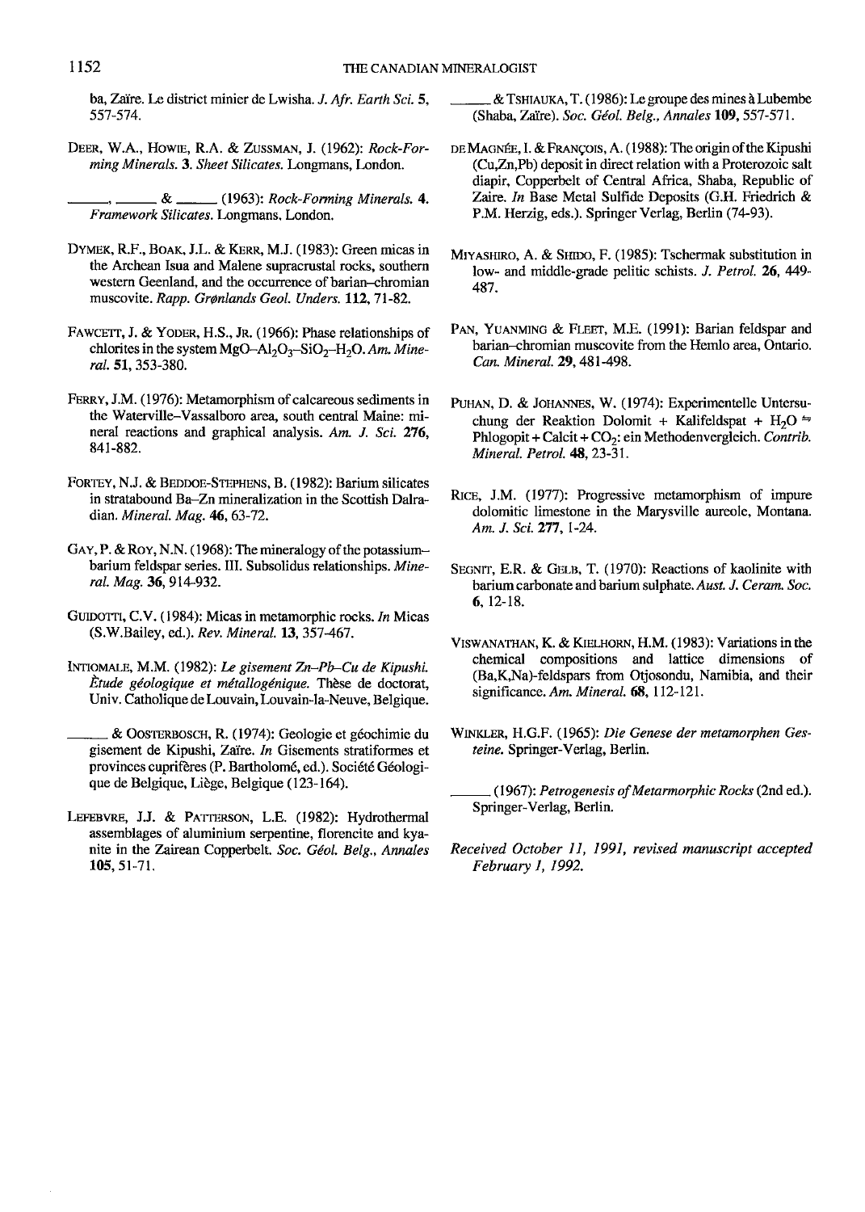ba, Zaïre. Le district minier de Lwisha. *J. Afr. Earth Sci.* **5**, 557-574.

DEER, W.A., HOWIE, R.A. & ZUSSMAN, J. (1962): *Rock-Forming Minerals.* **3**. *Sheet Silicates.* Longmans, London.

______, ______ & ______ (1963): *Rock-Forming Minerals.* **4**. *Framework Silicates.* Longmans, London.

DYMEK, R.F., BOAK, J.L. & KERR, M.J. (1983): Green micas in the Archean Isua and Malene supracrustal rocks, southern western Geenland, and the occurrence of barian–chromian muscovite. *Rapp. Grønlands Geol. Unders.* **112**, 71-82.

FAWCETT, J. & YODER, H.S., JR. (1966): Phase relationships of chlorites in the system $MgO–Al_2O_3–SiO_2–H_2O$. *Am. Mineral.* **51**, 353-380.

FERRY, J.M. (1976): Metamorphism of calcareous sediments in the Waterville–Vassalboro area, south central Maine: mineral reactions and graphical analysis. *Am. J. Sci.* **276**, 841-882.

FORTEY, N.J. & BEDDOE-STEPHENS, B. (1982): Barium silicates in stratabound Ba–Zn mineralization in the Scottish Dalradian. *Mineral. Mag.* **46**, 63-72.

GAY, P. & ROY, N.N. (1968): The mineralogy of the potassium–barium feldspar series. III. Subsolidus relationships. *Mineral. Mag.* **36**, 914-932.

GUIDOTTI, C.V. (1984): Micas in metamorphic rocks. *In* Micas (S.W.Bailey, ed.). *Rev. Mineral.* **13**, 357-467.

INTIOMALE, M.M. (1982): *Le gisement Zn–Pb–Cu de Kipushi. Étude géologique et métallogénique.* Thèse de doctorat, Univ. Catholique de Louvain, Louvain-la-Neuve, Belgique.

______ & OOSTERBOSCH, R. (1974): Geologie et géochimie du gisement de Kipushi, Zaïre. *In* Gisements stratiformes et provinces cuprifères (P. Bartholomé, ed.). Société Géologique de Belgique, Liège, Belgique (123-164).

LEFEBVRE, J.J. & PATTERSON, L.E. (1982): Hydrothermal assemblages of aluminium serpentine, florencite and kyanite in the Zairean Copperbelt. *Soc. Géol. Belg., Annales* **105**, 51-71.

______ & TSHIAUKA, T. (1986): Le groupe des mines à Lubembe (Shaba, Zaïre). *Soc. Géol. Belg., Annales* **109**, 557-571.

DE MAGNÉE, I. & FRANÇOIS, A. (1988): The origin of the Kipushi (Cu,Zn,Pb) deposit in direct relation with a Proterozoic salt diapir, Copperbelt of Central Africa, Shaba, Republic of Zaire. *In* Base Metal Sulfide Deposits (G.H. Friedrich & P.M. Herzig, eds.). Springer Verlag, Berlin (74-93).

MIYASHIRO, A. & SHIDO, F. (1985): Tschermak substitution in low- and middle-grade pelitic schists. *J. Petrol.* **26**, 449-487.

PAN, YUANMING & FLEET, M.E. (1991): Barian feldspar and barian–chromian muscovite from the Hemlo area, Ontario. *Can. Mineral.* **29**, 481-498.

PUHAN, D. & JOHANNES, W. (1974): Experimentelle Untersuchung der Reaktion Dolomit + Kalifeldspat + $H_2O \rightleftharpoons$ Phlogopit + Calcit + $CO_2$: ein Methodenvergleich. *Contrib. Mineral. Petrol.* **48**, 23-31.

RICE, J.M. (1977): Progressive metamorphism of impure dolomitic limestone in the Marysville aureole, Montana. *Am. J. Sci.* **277**, 1-24.

SEGNIT, E.R. & GELB, T. (1970): Reactions of kaolinite with barium carbonate and barium sulphate. *Aust. J. Ceram. Soc.* **6**, 12-18.

VISWANATHAN, K. & KIELHORN, H.M. (1983): Variations in the chemical compositions and lattice dimensions of (Ba,K,Na)-feldspars from Otjosondu, Namibia, and their significance. *Am. Mineral.* **68**, 112-121.

WINKLER, H.G.F. (1965): *Die Genese der metamorphen Gesteine.* Springer-Verlag, Berlin.

______ (1967): *Petrogenesis of Metarmorphic Rocks* (2nd ed.). Springer-Verlag, Berlin.

*Received October 11, 1991, revised manuscript accepted February 1, 1992.*